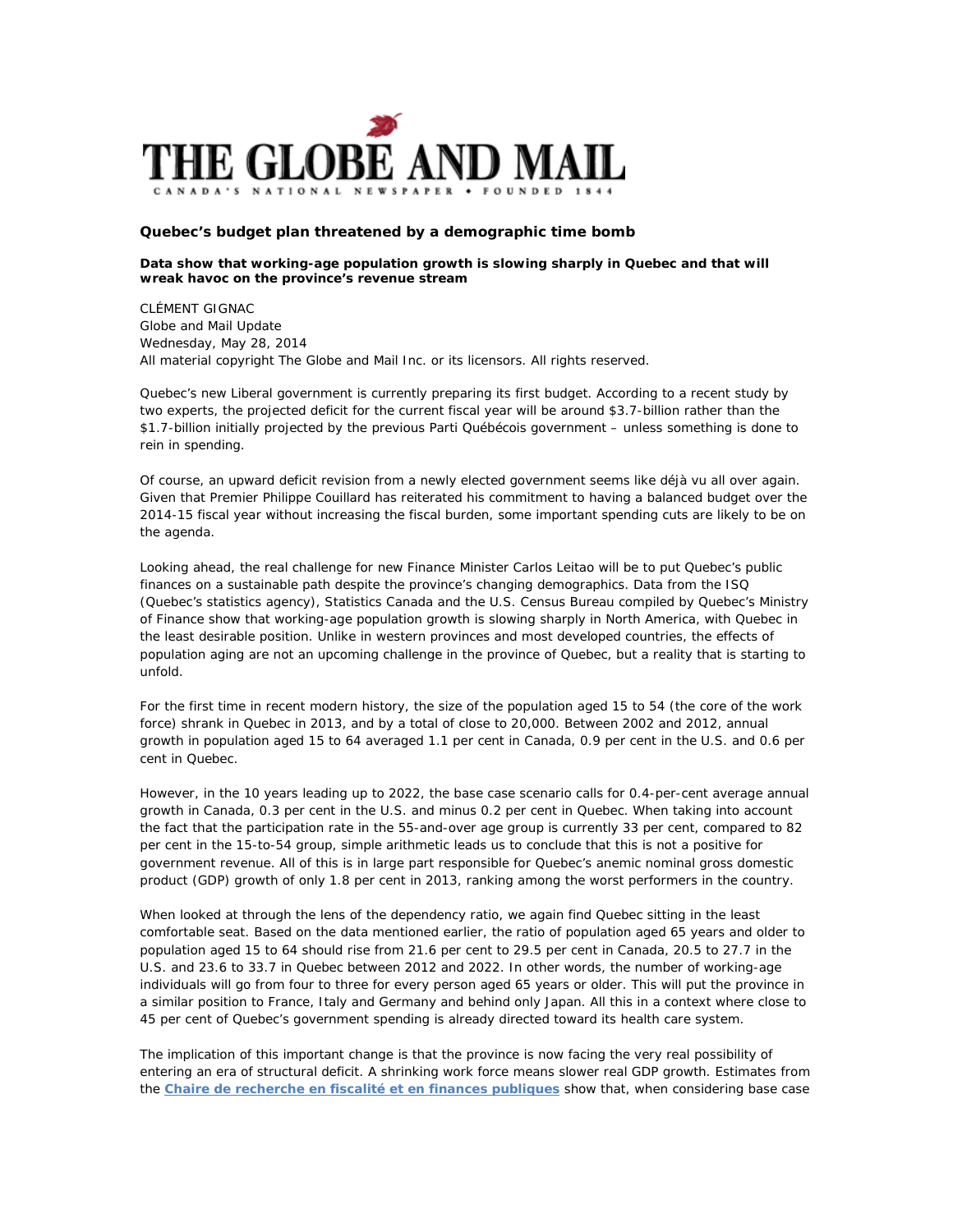# THE GLOBE AND MAIL

CANADA'S NATIONAL NEWSPAPER • FOUNDED 1844

## Quebec's budget plan threatened by a demographic time bomb

**Data show that working-age population growth is slowing sharply in Quebec and that will wreak havoc on the province's revenue stream**

CLÉMENT GIGNAC
Globe and Mail Update
Wednesday, May 28, 2014
All material copyright The Globe and Mail Inc. or its licensors. All rights reserved.

Quebec's new Liberal government is currently preparing its first budget. According to a recent study by two experts, the projected deficit for the current fiscal year will be around $3.7-billion rather than the $1.7-billion initially projected by the previous Parti Québécois government – unless something is done to rein in spending.

Of course, an upward deficit revision from a newly elected government seems like déjà vu all over again. Given that Premier Philippe Couillard has reiterated his commitment to having a balanced budget over the 2014-15 fiscal year without increasing the fiscal burden, some important spending cuts are likely to be on the agenda.

Looking ahead, the real challenge for new Finance Minister Carlos Leitao will be to put Quebec's public finances on a sustainable path despite the province's changing demographics. Data from the ISQ (Quebec's statistics agency), Statistics Canada and the U.S. Census Bureau compiled by Quebec's Ministry of Finance show that working-age population growth is slowing sharply in North America, with Quebec in the least desirable position. Unlike in western provinces and most developed countries, the effects of population aging are not an upcoming challenge in the province of Quebec, but a reality that is starting to unfold.

For the first time in recent modern history, the size of the population aged 15 to 54 (the core of the work force) shrank in Quebec in 2013, and by a total of close to 20,000. Between 2002 and 2012, annual growth in population aged 15 to 64 averaged 1.1 per cent in Canada, 0.9 per cent in the U.S. and 0.6 per cent in Quebec.

However, in the 10 years leading up to 2022, the base case scenario calls for 0.4-per-cent average annual growth in Canada, 0.3 per cent in the U.S. and minus 0.2 per cent in Quebec. When taking into account the fact that the participation rate in the 55-and-over age group is currently 33 per cent, compared to 82 per cent in the 15-to-54 group, simple arithmetic leads us to conclude that this is not a positive for government revenue. All of this is in large part responsible for Quebec's anemic nominal gross domestic product (GDP) growth of only 1.8 per cent in 2013, ranking among the worst performers in the country.

When looked at through the lens of the dependency ratio, we again find Quebec sitting in the least comfortable seat. Based on the data mentioned earlier, the ratio of population aged 65 years and older to population aged 15 to 64 should rise from 21.6 per cent to 29.5 per cent in Canada, 20.5 to 27.7 in the U.S. and 23.6 to 33.7 in Quebec between 2012 and 2022. In other words, the number of working-age individuals will go from four to three for every person aged 65 years or older. This will put the province in a similar position to France, Italy and Germany and behind only Japan. All this in a context where close to 45 per cent of Quebec's government spending is already directed toward its health care system.

The implication of this important change is that the province is now facing the very real possibility of entering an era of structural deficit. A shrinking work force means slower real GDP growth. Estimates from the **Chaire de recherche en fiscalité et en finances publiques** show that, when considering base case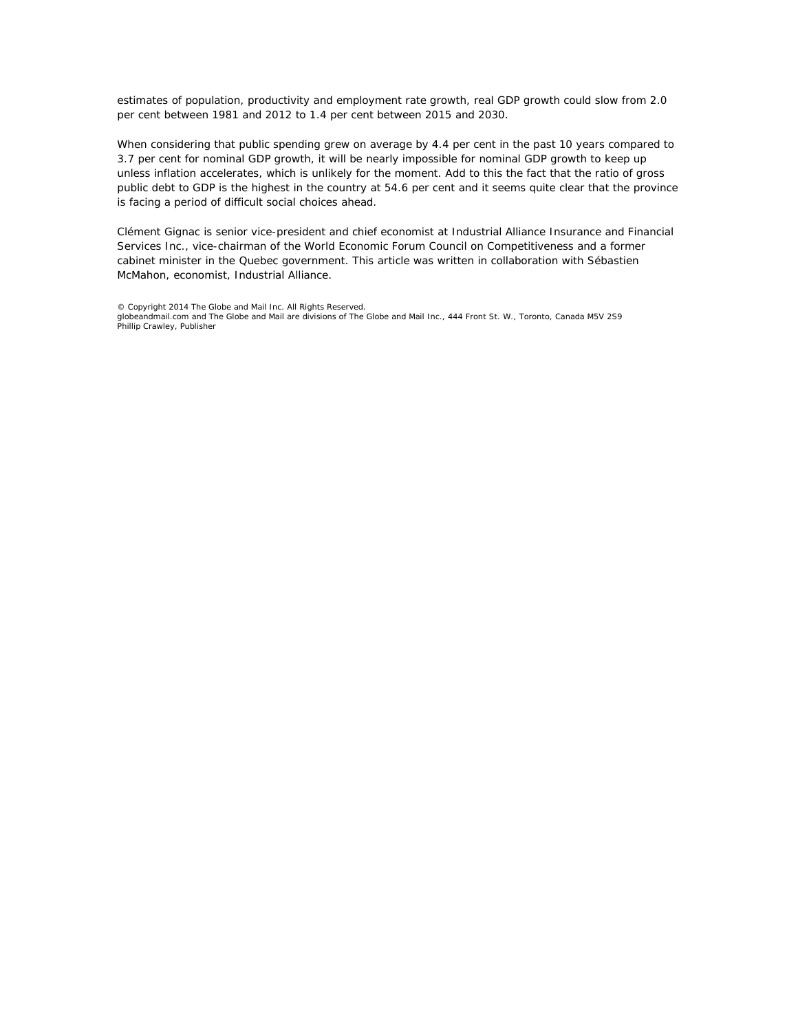estimates of population, productivity and employment rate growth, real GDP growth could slow from 2.0 per cent between 1981 and 2012 to 1.4 per cent between 2015 and 2030.

When considering that public spending grew on average by 4.4 per cent in the past 10 years compared to 3.7 per cent for nominal GDP growth, it will be nearly impossible for nominal GDP growth to keep up unless inflation accelerates, which is unlikely for the moment. Add to this the fact that the ratio of gross public debt to GDP is the highest in the country at 54.6 per cent and it seems quite clear that the province is facing a period of difficult social choices ahead.

Clément Gignac is senior vice-president and chief economist at Industrial Alliance Insurance and Financial Services Inc., vice-chairman of the World Economic Forum Council on Competitiveness and a former cabinet minister in the Quebec government. This article was written in collaboration with Sébastien McMahon, economist, Industrial Alliance.

© Copyright 2014 The Globe and Mail Inc. All Rights Reserved.
globeandmail.com and The Globe and Mail are divisions of The Globe and Mail Inc., 444 Front St. W., Toronto, Canada M5V 2S9
Phillip Crawley, Publisher